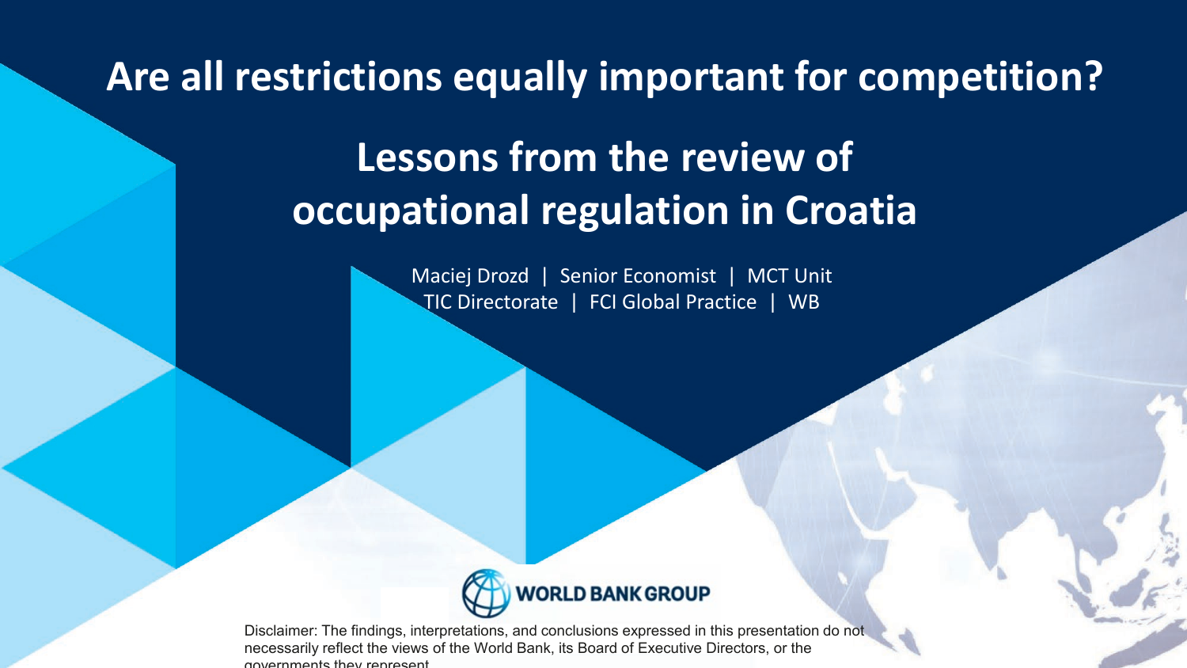# Are all restrictions equally important for competition?

## Lessons from the review of occupational regulation in Croatia

Maciej Drozd | Senior Economist | MCT Unit
TIC Directorate | FCI Global Practice | WB

WORLD BANK GROUP

Disclaimer: The findings, interpretations, and conclusions expressed in this presentation do not necessarily reflect the views of the World Bank, its Board of Executive Directors, or the governments they represent.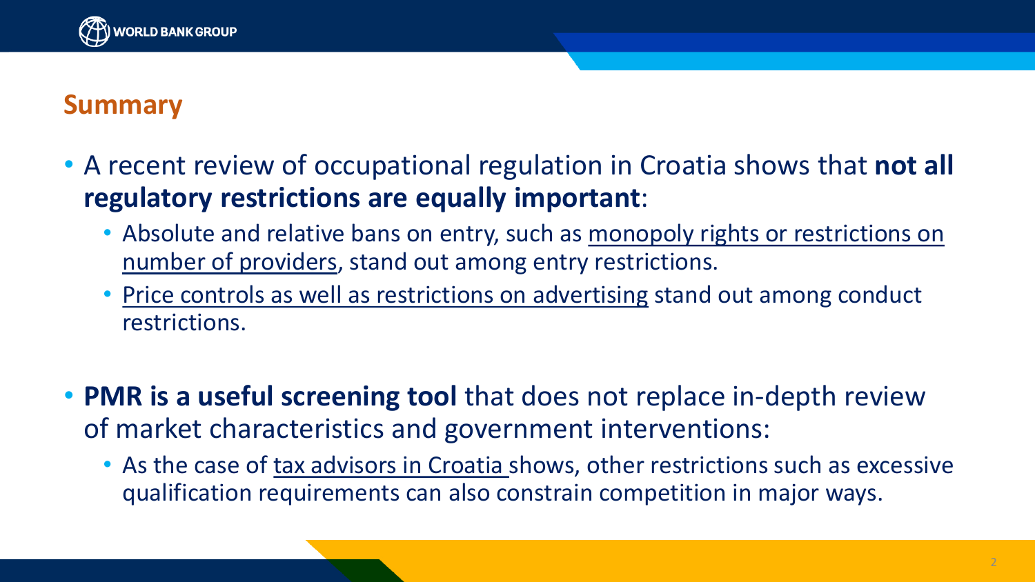## Summary

- A recent review of occupational regulation in Croatia shows that **not all regulatory restrictions are equally important**:
  - Absolute and relative bans on entry, such as monopoly rights or restrictions on number of providers, stand out among entry restrictions.
  - Price controls as well as restrictions on advertising stand out among conduct restrictions.
- **PMR is a useful screening tool** that does not replace in-depth review of market characteristics and government interventions:
  - As the case of tax advisors in Croatia shows, other restrictions such as excessive qualification requirements can also constrain competition in major ways.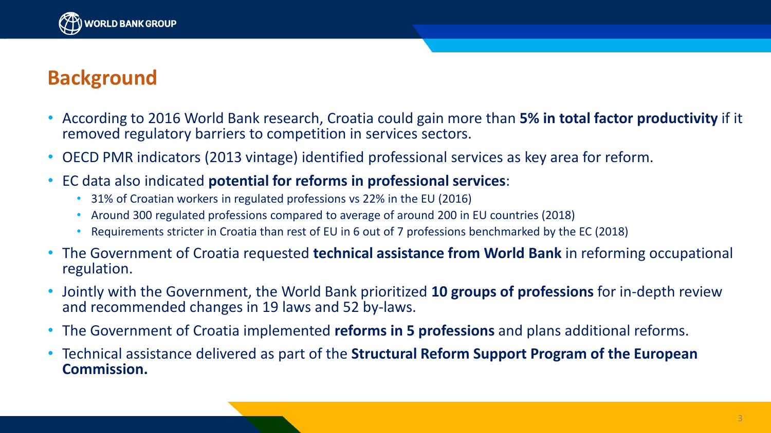# Background

- According to 2016 World Bank research, Croatia could gain more than **5% in total factor productivity** if it removed regulatory barriers to competition in services sectors.
- OECD PMR indicators (2013 vintage) identified professional services as key area for reform.
- EC data also indicated **potential for reforms in professional services**:
  - 31% of Croatian workers in regulated professions vs 22% in the EU (2016)
  - Around 300 regulated professions compared to average of around 200 in EU countries (2018)
  - Requirements stricter in Croatia than rest of EU in 6 out of 7 professions benchmarked by the EC (2018)
- The Government of Croatia requested **technical assistance from World Bank** in reforming occupational regulation.
- Jointly with the Government, the World Bank prioritized **10 groups of professions** for in-depth review and recommended changes in 19 laws and 52 by-laws.
- The Government of Croatia implemented **reforms in 5 professions** and plans additional reforms.
- Technical assistance delivered as part of the **Structural Reform Support Program of the European Commission.**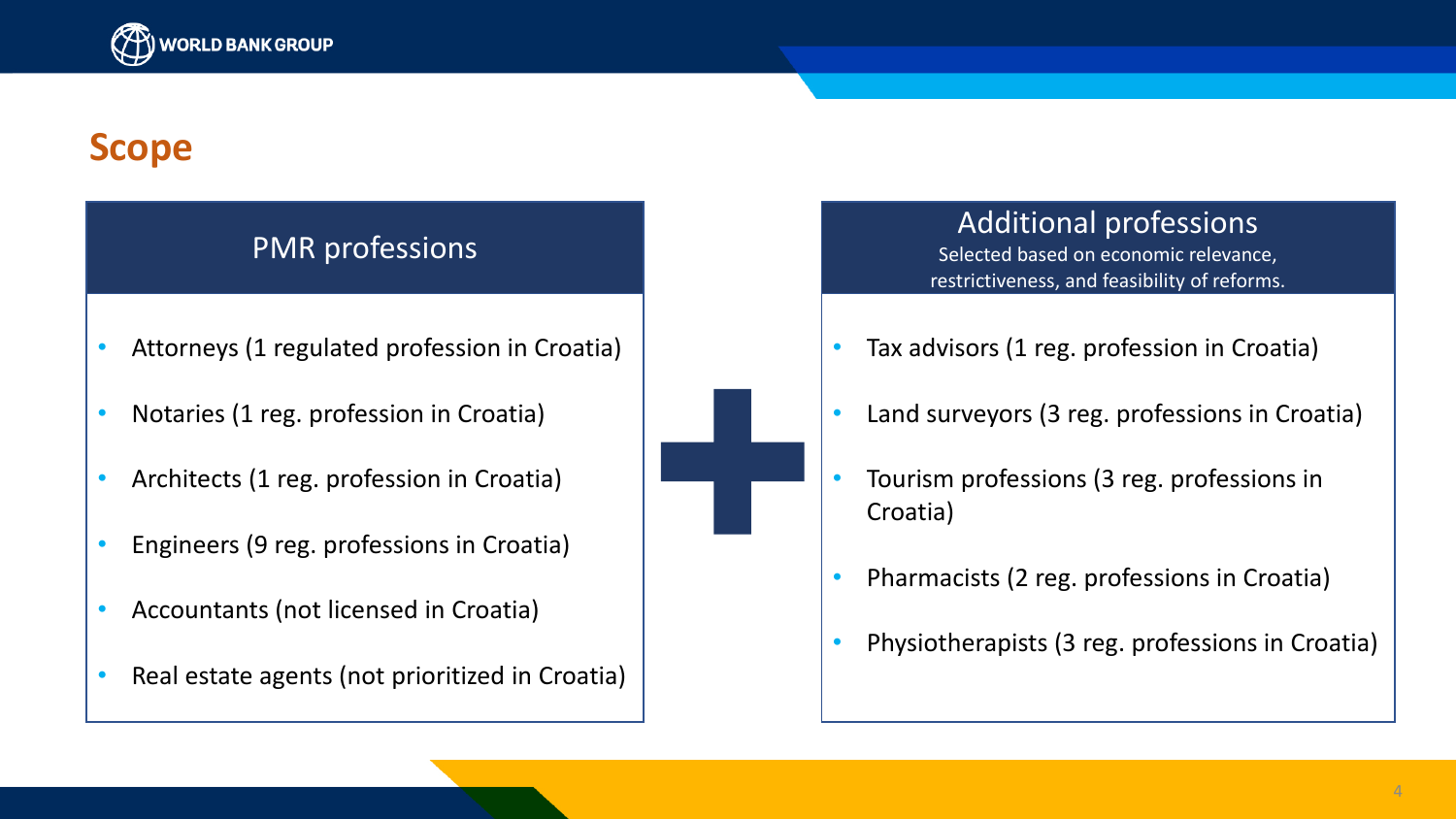# Scope

## PMR professions

- Attorneys (1 regulated profession in Croatia)
- Notaries (1 reg. profession in Croatia)
- Architects (1 reg. profession in Croatia)
- Engineers (9 reg. professions in Croatia)
- Accountants (not licensed in Croatia)
- Real estate agents (not prioritized in Croatia)

## Additional professions

Selected based on economic relevance, restrictiveness, and feasibility of reforms.

- Tax advisors (1 reg. profession in Croatia)
- Land surveyors (3 reg. professions in Croatia)
- Tourism professions (3 reg. professions in Croatia)
- Pharmacists (2 reg. professions in Croatia)
- Physiotherapists (3 reg. professions in Croatia)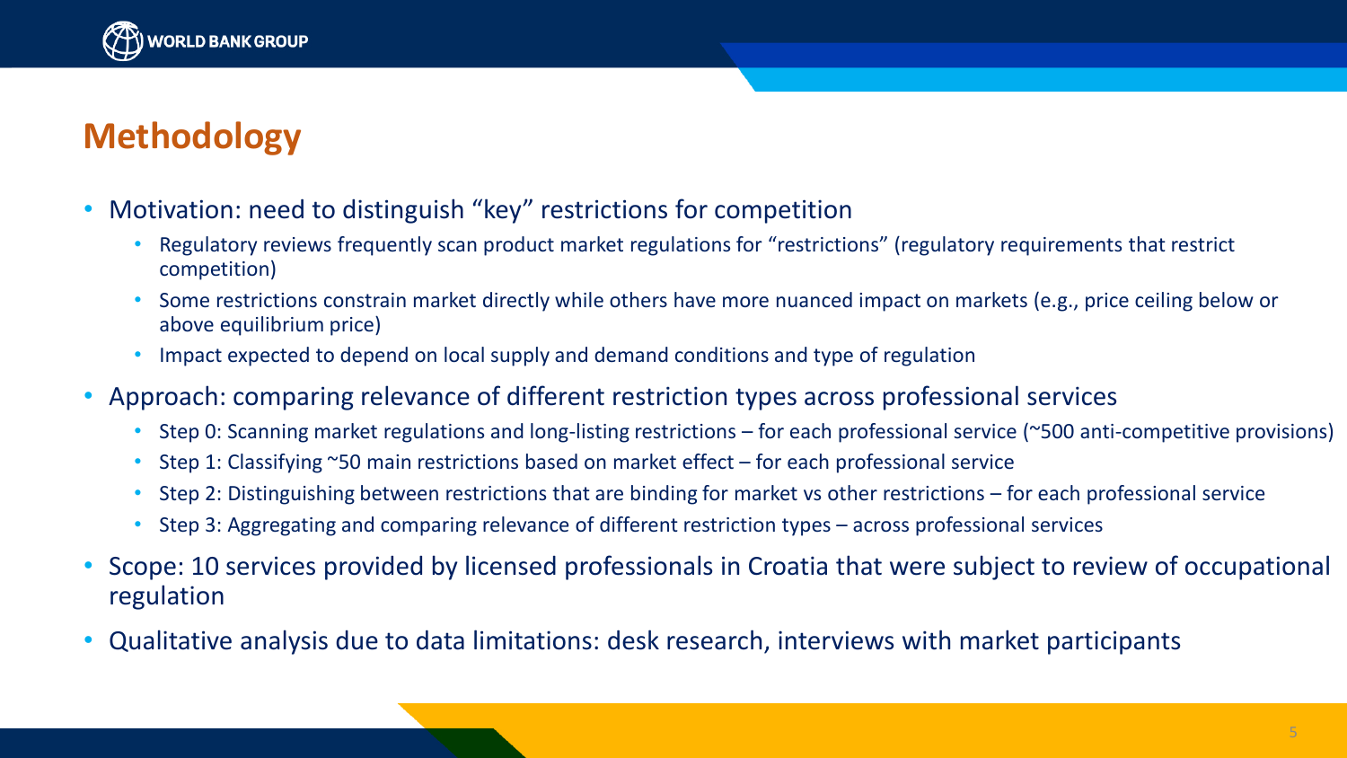# Methodology

- Motivation: need to distinguish "key" restrictions for competition
  - Regulatory reviews frequently scan product market regulations for "restrictions" (regulatory requirements that restrict competition)
  - Some restrictions constrain market directly while others have more nuanced impact on markets (e.g., price ceiling below or above equilibrium price)
  - Impact expected to depend on local supply and demand conditions and type of regulation
- Approach: comparing relevance of different restriction types across professional services
  - Step 0: Scanning market regulations and long-listing restrictions – for each professional service (~500 anti-competitive provisions)
  - Step 1: Classifying ~50 main restrictions based on market effect – for each professional service
  - Step 2: Distinguishing between restrictions that are binding for market vs other restrictions – for each professional service
  - Step 3: Aggregating and comparing relevance of different restriction types – across professional services
- Scope: 10 services provided by licensed professionals in Croatia that were subject to review of occupational regulation
- Qualitative analysis due to data limitations: desk research, interviews with market participants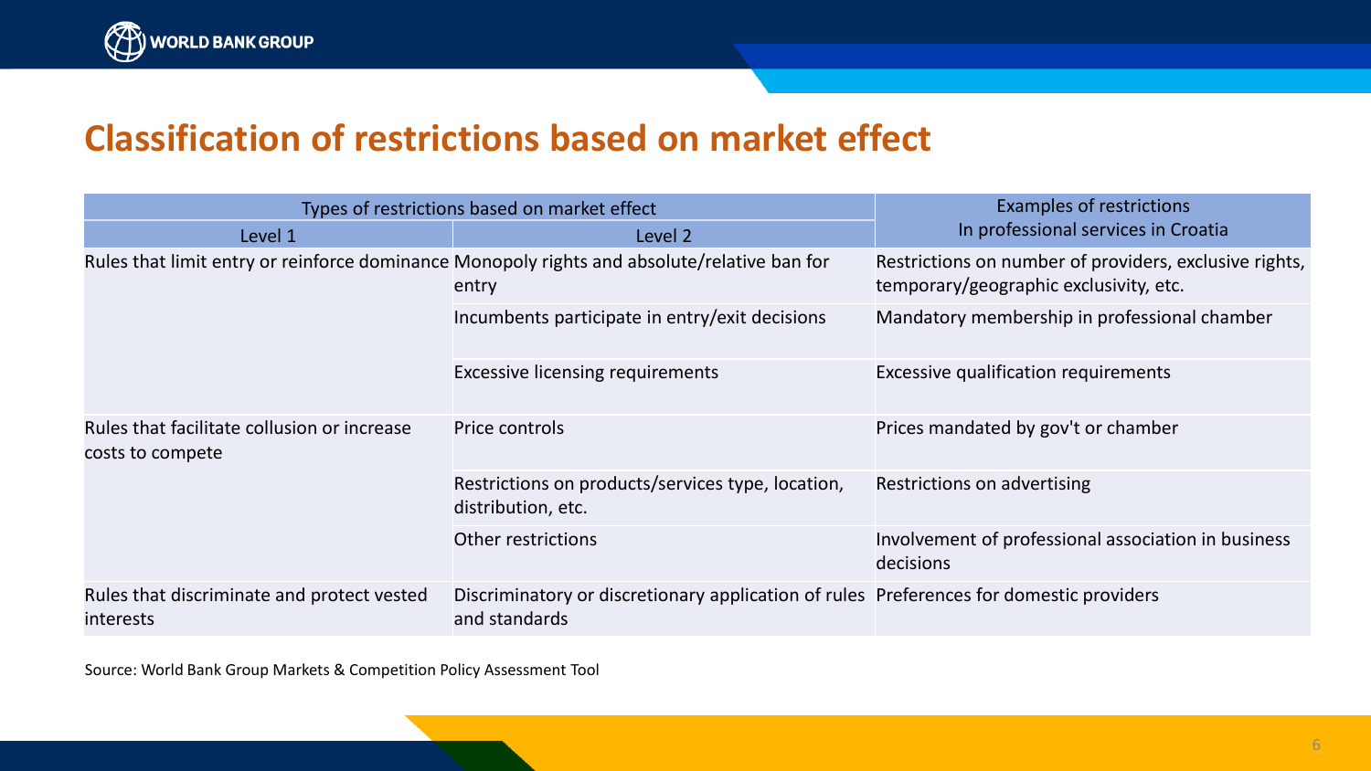## Classification of restrictions based on market effect

| Types of restrictions based on market effect | | Examples of restrictions In professional services in Croatia |
|---|---|---|
| Level 1 | Level 2 | |
| Rules that limit entry or reinforce dominance | Monopoly rights and absolute/relative ban for entry | Restrictions on number of providers, exclusive rights, temporary/geographic exclusivity, etc. |
| | Incumbents participate in entry/exit decisions | Mandatory membership in professional chamber |
| | Excessive licensing requirements | Excessive qualification requirements |
| Rules that facilitate collusion or increase costs to compete | Price controls | Prices mandated by gov't or chamber |
| | Restrictions on products/services type, location, distribution, etc. | Restrictions on advertising |
| | Other restrictions | Involvement of professional association in business decisions |
| Rules that discriminate and protect vested interests | Discriminatory or discretionary application of rules and standards | Preferences for domestic providers |

Source: World Bank Group Markets & Competition Policy Assessment Tool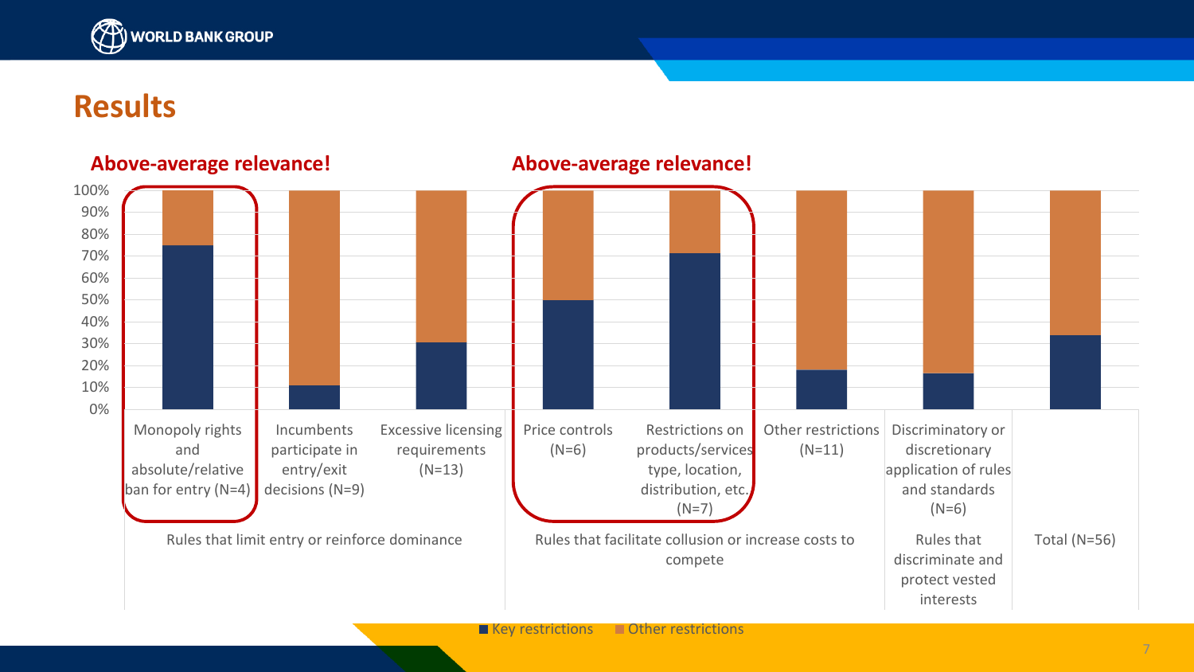# Results

**Above-average relevance!** (Monopoly rights and absolute/relative ban for entry)

**Above-average relevance!** (Price controls; Restrictions on products/services type, location, distribution, etc.)

| Group | Category | Key restrictions | Other restrictions |
|---|---|---|---|
| Rules that limit entry or reinforce dominance | Monopoly rights and absolute/relative ban for entry (N=4) | ~75% | ~25% |
| | Incumbents participate in entry/exit decisions (N=9) | ~11% | ~89% |
| | Excessive licensing requirements (N=13) | ~31% | ~69% |
| Rules that facilitate collusion or increase costs to compete | Price controls (N=6) | ~50% | ~50% |
| | Restrictions on products/services type, location, distribution, etc. (N=7) | ~71% | ~29% |
| | Other restrictions (N=11) | ~18% | ~82% |
| Rules that discriminate and protect vested interests | Discriminatory or discretionary application of rules and standards (N=6) | ~17% | ~83% |
| Total (N=56) | | ~34% | ~66% |

Legend: Key restrictions; Other restrictions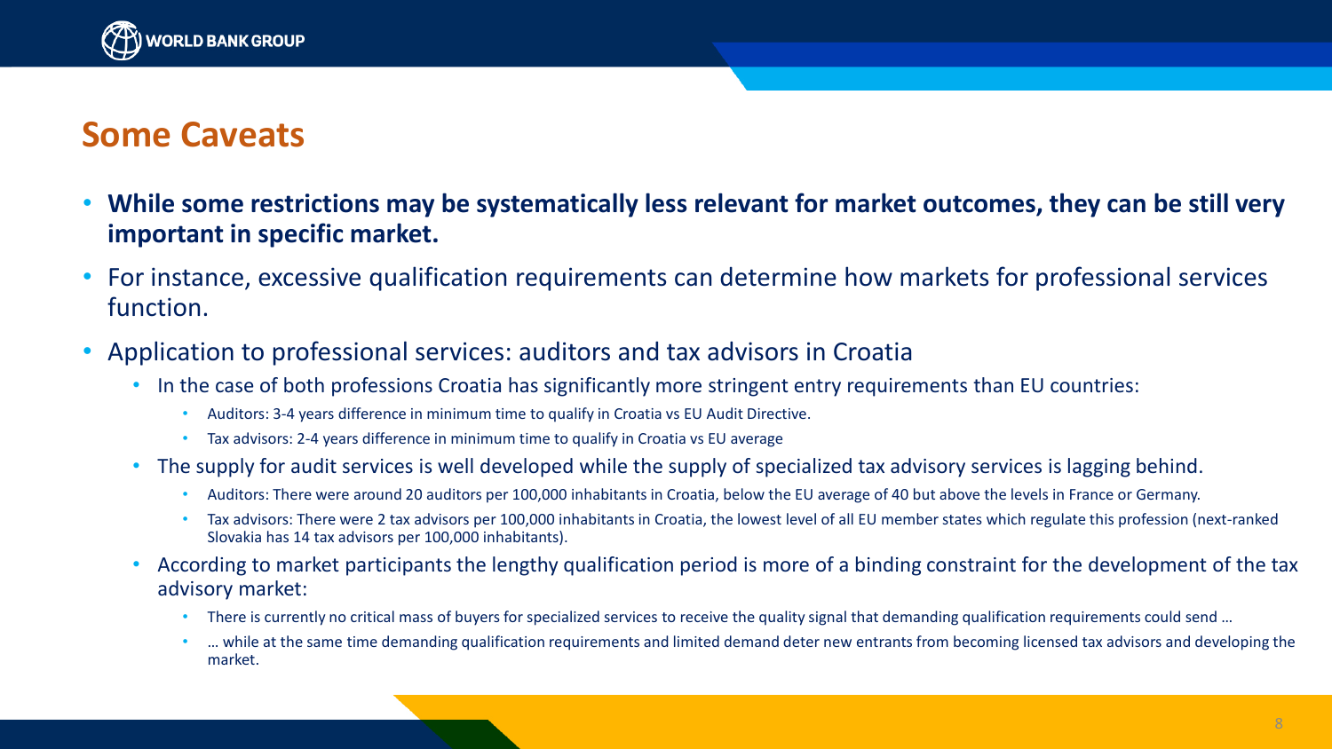# Some Caveats

- **While some restrictions may be systematically less relevant for market outcomes, they can be still very important in specific market.**
- For instance, excessive qualification requirements can determine how markets for professional services function.
- Application to professional services: auditors and tax advisors in Croatia
  - In the case of both professions Croatia has significantly more stringent entry requirements than EU countries:
    - Auditors: 3-4 years difference in minimum time to qualify in Croatia vs EU Audit Directive.
    - Tax advisors: 2-4 years difference in minimum time to qualify in Croatia vs EU average
  - The supply for audit services is well developed while the supply of specialized tax advisory services is lagging behind.
    - Auditors: There were around 20 auditors per 100,000 inhabitants in Croatia, below the EU average of 40 but above the levels in France or Germany.
    - Tax advisors: There were 2 tax advisors per 100,000 inhabitants in Croatia, the lowest level of all EU member states which regulate this profession (next-ranked Slovakia has 14 tax advisors per 100,000 inhabitants).
  - According to market participants the lengthy qualification period is more of a binding constraint for the development of the tax advisory market:
    - There is currently no critical mass of buyers for specialized services to receive the quality signal that demanding qualification requirements could send …
    - … while at the same time demanding qualification requirements and limited demand deter new entrants from becoming licensed tax advisors and developing the market.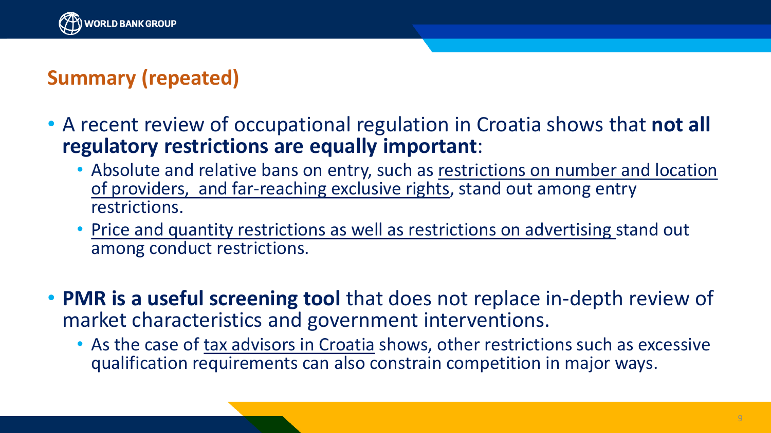## Summary (repeated)

- A recent review of occupational regulation in Croatia shows that **not all regulatory restrictions are equally important**:
  - Absolute and relative bans on entry, such as restrictions on number and location of providers, and far-reaching exclusive rights, stand out among entry restrictions.
  - Price and quantity restrictions as well as restrictions on advertising stand out among conduct restrictions.

- **PMR is a useful screening tool** that does not replace in-depth review of market characteristics and government interventions.
  - As the case of tax advisors in Croatia shows, other restrictions such as excessive qualification requirements can also constrain competition in major ways.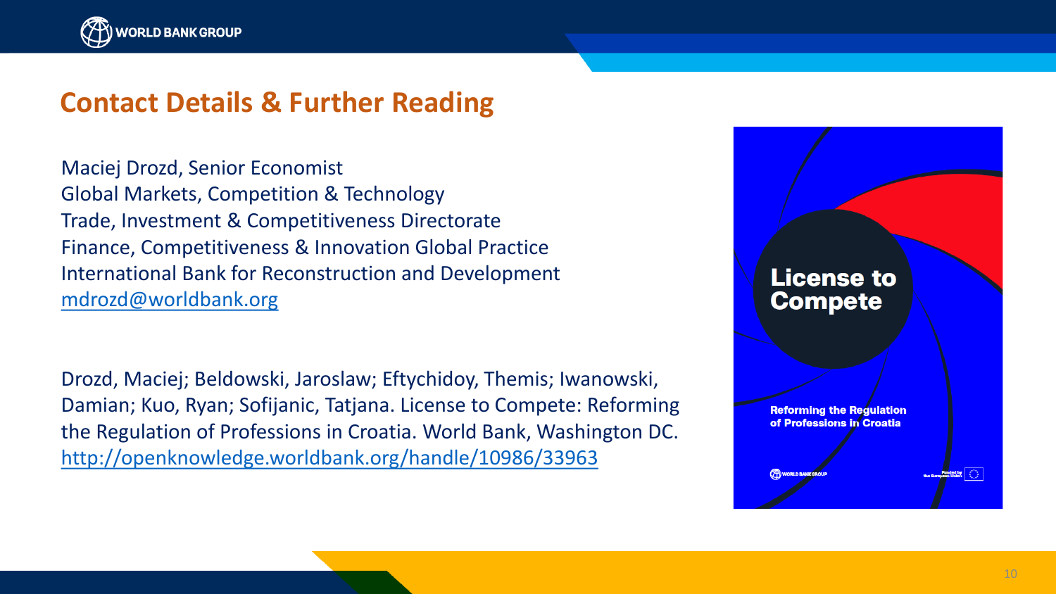## Contact Details & Further Reading

Maciej Drozd, Senior Economist
Global Markets, Competition & Technology
Trade, Investment & Competitiveness Directorate
Finance, Competitiveness & Innovation Global Practice
International Bank for Reconstruction and Development
mdrozd@worldbank.org

Drozd, Maciej; Beldowski, Jaroslaw; Eftychidoy, Themis; Iwanowski, Damian; Kuo, Ryan; Sofijanic, Tatjana. License to Compete: Reforming the Regulation of Professions in Croatia. World Bank, Washington DC. http://openknowledge.worldbank.org/handle/10986/33963